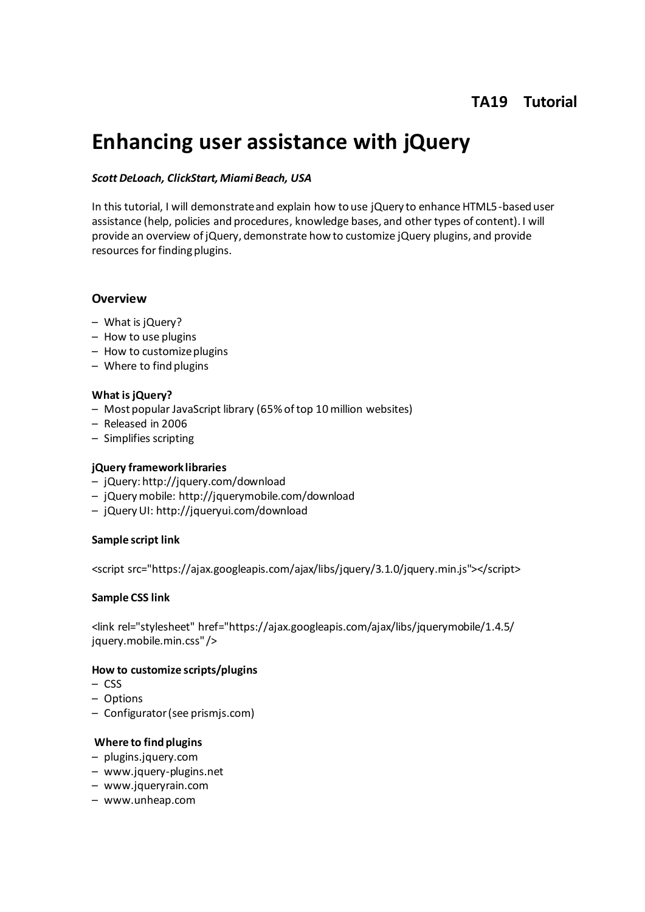**TA19 Tutorial**

# Enhancing user assistance with jQuery

***Scott DeLoach, ClickStart, Miami Beach, USA***

In this tutorial, I will demonstrate and explain how to use jQuery to enhance HTML5-based user assistance (help, policies and procedures, knowledge bases, and other types of content). I will provide an overview of jQuery, demonstrate how to customize jQuery plugins, and provide resources for finding plugins.

## Overview

- What is jQuery?
- How to use plugins
- How to customize plugins
- Where to find plugins

### What is jQuery?

- Most popular JavaScript library (65% of top 10 million websites)
- Released in 2006
- Simplifies scripting

### jQuery framework libraries

- jQuery: http://jquery.com/download
- jQuery mobile: http://jquerymobile.com/download
- jQuery UI: http://jqueryui.com/download

### Sample script link

```
<script src="https://ajax.googleapis.com/ajax/libs/jquery/3.1.0/jquery.min.js"></script>
```

### Sample CSS link

```
<link rel="stylesheet" href="https://ajax.googleapis.com/ajax/libs/jquerymobile/1.4.5/jquery.mobile.min.css" />
```

### How to customize scripts/plugins

- CSS
- Options
- Configurator (see prismjs.com)

### Where to find plugins

- plugins.jquery.com
- www.jquery-plugins.net
- www.jqueryrain.com
- www.unheap.com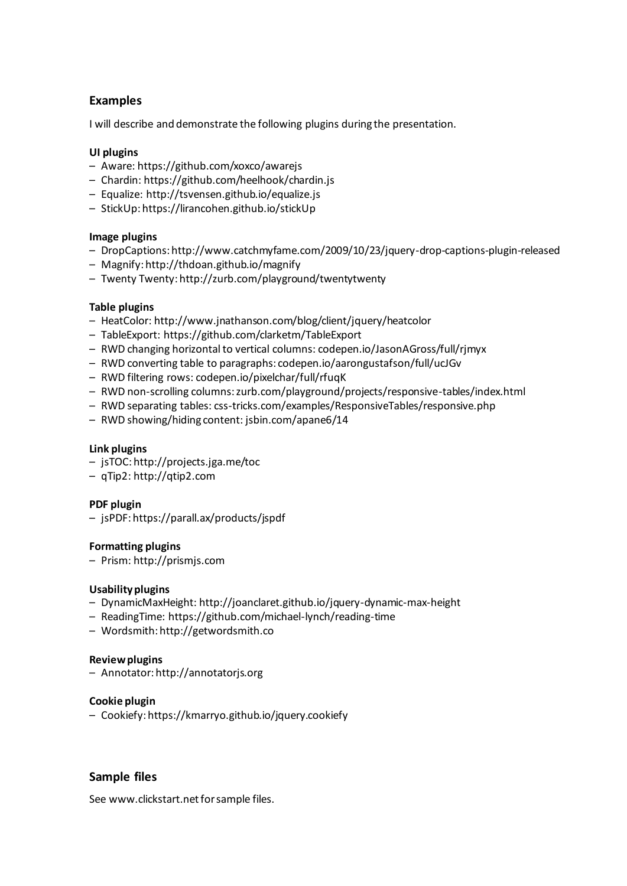## Examples

I will describe and demonstrate the following plugins during the presentation.

**UI plugins**

– Aware: https://github.com/xoxco/awarejs
– Chardin: https://github.com/heelhook/chardin.js
– Equalize: http://tsvensen.github.io/equalize.js
– StickUp: https://lirancohen.github.io/stickUp

**Image plugins**

– DropCaptions: http://www.catchmyfame.com/2009/10/23/jquery-drop-captions-plugin-released
– Magnify: http://thdoan.github.io/magnify
– Twenty Twenty: http://zurb.com/playground/twentytwenty

**Table plugins**

– HeatColor: http://www.jnathanson.com/blog/client/jquery/heatcolor
– TableExport: https://github.com/clarketm/TableExport
– RWD changing horizontal to vertical columns: codepen.io/JasonAGross/full/rjmyx
– RWD converting table to paragraphs: codepen.io/aarongustafson/full/ucJGv
– RWD filtering rows: codepen.io/pixelchar/full/rfuqK
– RWD non-scrolling columns: zurb.com/playground/projects/responsive-tables/index.html
– RWD separating tables: css-tricks.com/examples/ResponsiveTables/responsive.php
– RWD showing/hiding content: jsbin.com/apane6/14

**Link plugins**

– jsTOC: http://projects.jga.me/toc
– qTip2: http://qtip2.com

**PDF plugin**

– jsPDF: https://parall.ax/products/jspdf

**Formatting plugins**

– Prism: http://prismjs.com

**Usability plugins**

– DynamicMaxHeight: http://joanclaret.github.io/jquery-dynamic-max-height
– ReadingTime: https://github.com/michael-lynch/reading-time
– Wordsmith: http://getwordsmith.co

**Review plugins**

– Annotator: http://annotatorjs.org

**Cookie plugin**

– Cookiefy: https://kmarryo.github.io/jquery.cookiefy

## Sample files

See www.clickstart.net for sample files.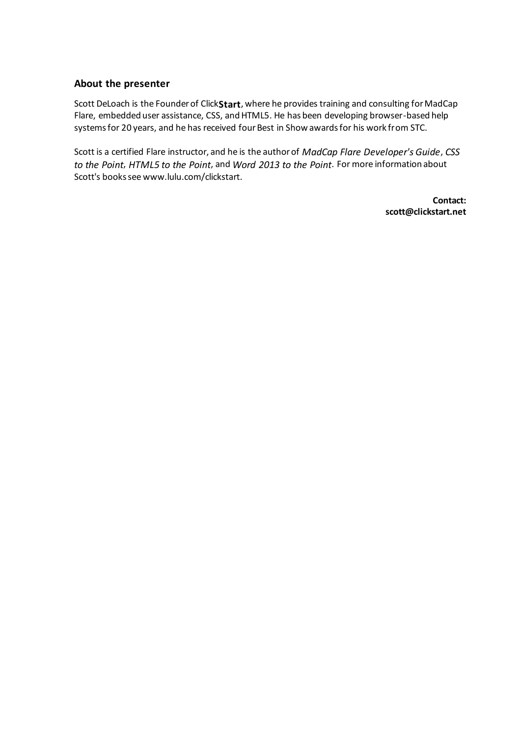### About the presenter

Scott DeLoach is the Founder of Click**Start**, where he provides training and consulting for MadCap Flare, embedded user assistance, CSS, and HTML5. He has been developing browser-based help systems for 20 years, and he has received four Best in Show awards for his work from STC.

Scott is a certified Flare instructor, and he is the author of *MadCap Flare Developer's Guide*, *CSS to the Point, HTML5 to the Point*, and *Word 2013 to the Point*. For more information about Scott's books see www.lulu.com/clickstart.

**Contact:**
**scott@clickstart.net**